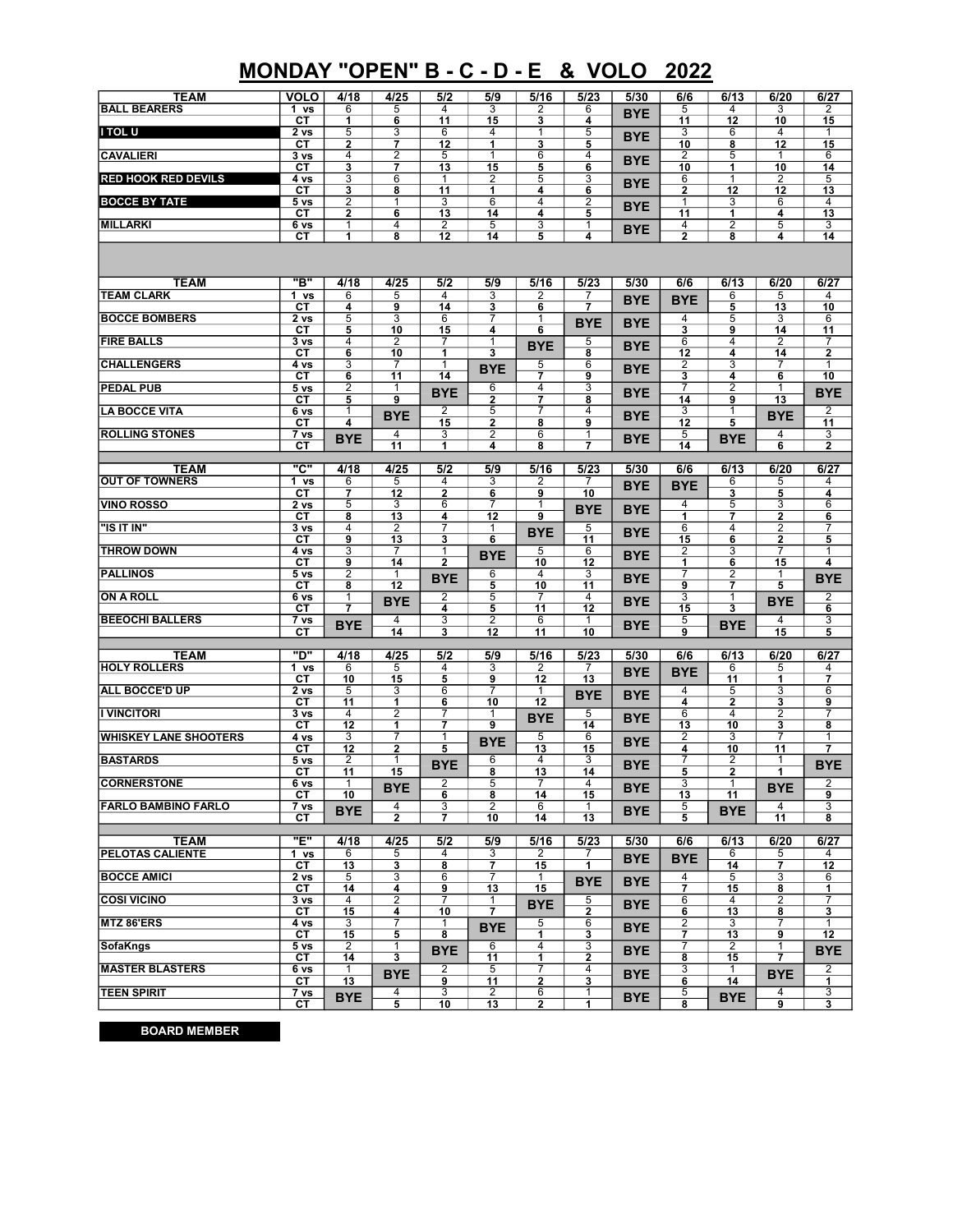# MONDAY "OPEN" B - C - D - E & VOLO 2022

| TEAM | VOLO | 4/18 | 4/25 | 5/2 | 5/9 | 5/16 | 5/23 | 5/30 | 6/6 | 6/13 | 6/20 | 6/27 |
|---|---|---|---|---|---|---|---|---|---|---|---|---|
| BALL BEARERS | 1 vs | 6 | 5 | 4 | 3 | 2 | 6 | BYE | 5 | 4 | 3 | 2 |
| | CT | 1 | 6 | 11 | 15 | 3 | 4 | | 11 | 12 | 10 | 15 |
| I TOL U | 2 vs | 5 | 3 | 6 | 4 | 1 | 5 | BYE | 3 | 6 | 4 | 1 |
| | CT | 2 | 7 | 12 | 1 | 3 | 5 | | 10 | 8 | 12 | 15 |
| CAVALIERI | 3 vs | 4 | 2 | 5 | 1 | 6 | 4 | BYE | 2 | 5 | 1 | 6 |
| | CT | 3 | 7 | 13 | 15 | 5 | 6 | | 10 | 1 | 10 | 14 |
| RED HOOK RED DEVILS | 4 vs | 3 | 6 | 1 | 2 | 5 | 3 | BYE | 6 | 1 | 2 | 5 |
| | CT | 3 | 8 | 11 | 1 | 4 | 6 | | 2 | 12 | 12 | 13 |
| BOCCE BY TATE | 5 vs | 2 | 1 | 3 | 6 | 4 | 2 | BYE | 1 | 3 | 6 | 4 |
| | CT | 2 | 6 | 13 | 14 | 4 | 5 | | 11 | 1 | 4 | 13 |
| MILLARKI | 6 vs | 1 | 4 | 2 | 5 | 3 | 1 | BYE | 4 | 2 | 5 | 3 |
| | CT | 1 | 8 | 12 | 14 | 5 | 4 | | 2 | 8 | 4 | 14 |

| TEAM | "B" | 4/18 | 4/25 | 5/2 | 5/9 | 5/16 | 5/23 | 5/30 | 6/6 | 6/13 | 6/20 | 6/27 |
|---|---|---|---|---|---|---|---|---|---|---|---|---|
| TEAM CLARK | 1 vs | 6 | 5 | 4 | 3 | 2 | 7 | BYE | BYE | 6 | 5 | 4 |
| | CT | 4 | 9 | 14 | 3 | 6 | 7 | | | 5 | 13 | 10 |
| BOCCE BOMBERS | 2 vs | 5 | 3 | 6 | 7 | 1 | BYE | BYE | 4 | 5 | 3 | 6 |
| | CT | 5 | 10 | 15 | 4 | 6 | | | 3 | 9 | 14 | 11 |
| FIRE BALLS | 3 vs | 4 | 2 | 7 | 1 | BYE | 5 | BYE | 6 | 4 | 2 | 7 |
| | CT | 6 | 10 | 1 | 3 | | 8 | | 12 | 4 | 14 | 2 |
| CHALLENGERS | 4 vs | 3 | 7 | 1 | BYE | 5 | 6 | BYE | 2 | 3 | 7 | 1 |
| | CT | 6 | 11 | 14 | | 7 | 9 | | 3 | 4 | 6 | 10 |
| PEDAL PUB | 5 vs | 2 | 1 | BYE | 6 | 4 | 3 | BYE | 7 | 2 | 1 | BYE |
| | CT | 5 | 9 | | 2 | 7 | 8 | | 14 | 9 | 13 | |
| LA BOCCE VITA | 6 vs | 1 | BYE | 2 | 5 | 7 | 4 | BYE | 3 | 1 | BYE | 2 |
| | CT | 4 | | 15 | 2 | 8 | 9 | | 12 | 5 | | 11 |
| ROLLING STONES | 7 vs | BYE | 4 | 3 | 2 | 6 | 1 | BYE | 5 | BYE | 4 | 3 |
| | CT | | 11 | 1 | 4 | 8 | 7 | | 14 | | 6 | 2 |

| TEAM | "C" | 4/18 | 4/25 | 5/2 | 5/9 | 5/16 | 5/23 | 5/30 | 6/6 | 6/13 | 6/20 | 6/27 |
|---|---|---|---|---|---|---|---|---|---|---|---|---|
| OUT OF TOWNERS | 1 vs | 6 | 5 | 4 | 3 | 2 | 7 | BYE | BYE | 6 | 5 | 4 |
| | CT | 7 | 12 | 2 | 6 | 9 | 10 | | | 3 | 5 | 4 |
| VINO ROSSO | 2 vs | 5 | 3 | 6 | 7 | 1 | BYE | BYE | 4 | 5 | 3 | 6 |
| | CT | 8 | 13 | 4 | 12 | 9 | | | 1 | 7 | 2 | 6 |
| "IS IT IN" | 3 vs | 4 | 2 | 7 | 1 | BYE | 5 | BYE | 6 | 4 | 2 | 7 |
| | CT | 9 | 13 | 3 | 6 | | 11 | | 15 | 6 | 2 | 5 |
| THROW DOWN | 4 vs | 3 | 7 | 1 | BYE | 5 | 6 | BYE | 2 | 3 | 7 | 1 |
| | CT | 9 | 14 | 2 | | 10 | 12 | | 1 | 6 | 15 | 4 |
| PALLINOS | 5 vs | 2 | 1 | BYE | 6 | 4 | 3 | BYE | 7 | 2 | 1 | BYE |
| | CT | 8 | 12 | | 5 | 10 | 11 | | 9 | 7 | 5 | |
| ON A ROLL | 6 vs | 1 | BYE | 2 | 5 | 7 | 4 | BYE | 3 | 1 | BYE | 2 |
| | CT | 7 | | 4 | 5 | 11 | 12 | | 15 | 3 | | 6 |
| BEEOCHI BALLERS | 7 vs | BYE | 4 | 3 | 2 | 6 | 1 | BYE | 5 | BYE | 4 | 3 |
| | CT | | 14 | 3 | 12 | 11 | 10 | | 9 | | 15 | 5 |

| TEAM | "D" | 4/18 | 4/25 | 5/2 | 5/9 | 5/16 | 5/23 | 5/30 | 6/6 | 6/13 | 6/20 | 6/27 |
|---|---|---|---|---|---|---|---|---|---|---|---|---|
| HOLY ROLLERS | 1 vs | 6 | 5 | 4 | 3 | 2 | 7 | BYE | BYE | 6 | 5 | 4 |
| | CT | 10 | 15 | 5 | 9 | 12 | 13 | | | 11 | 1 | 7 |
| ALL BOCCE'D UP | 2 vs | 5 | 3 | 6 | 7 | 1 | BYE | BYE | 4 | 5 | 3 | 6 |
| | CT | 11 | 1 | 6 | 10 | 12 | | | 4 | 2 | 3 | 9 |
| I VINCITORI | 3 vs | 4 | 2 | 7 | 1 | BYE | 5 | BYE | 6 | 4 | 2 | 7 |
| | CT | 12 | 1 | 7 | 9 | | 14 | | 13 | 10 | 3 | 8 |
| WHISKEY LANE SHOOTERS | 4 vs | 3 | 7 | 1 | BYE | 5 | 6 | BYE | 2 | 3 | 7 | 1 |
| | CT | 12 | 2 | 5 | | 13 | 15 | | 4 | 10 | 11 | 7 |
| BASTARDS | 5 vs | 2 | 1 | BYE | 6 | 4 | 3 | BYE | 7 | 2 | 1 | BYE |
| | CT | 11 | 15 | | 8 | 13 | 14 | | 5 | 2 | 1 | |
| CORNERSTONE | 6 vs | 1 | BYE | 2 | 5 | 7 | 4 | BYE | 3 | 1 | BYE | 2 |
| | CT | 10 | | 6 | 8 | 14 | 15 | | 13 | 11 | | 9 |
| FARLO BAMBINO FARLO | 7 vs | BYE | 4 | 3 | 2 | 6 | 1 | BYE | 5 | BYE | 4 | 3 |
| | CT | | 2 | 7 | 10 | 14 | 13 | | 5 | | 11 | 8 |

| TEAM | "E" | 4/18 | 4/25 | 5/2 | 5/9 | 5/16 | 5/23 | 5/30 | 6/6 | 6/13 | 6/20 | 6/27 |
|---|---|---|---|---|---|---|---|---|---|---|---|---|
| PELOTAS CALIENTE | 1 vs | 6 | 5 | 4 | 3 | 2 | 7 | BYE | BYE | 6 | 5 | 4 |
| | CT | 13 | 3 | 8 | 7 | 15 | 1 | | | 14 | 7 | 12 |
| BOCCE AMICI | 2 vs | 5 | 3 | 6 | 7 | 1 | BYE | BYE | 4 | 5 | 3 | 6 |
| | CT | 14 | 4 | 9 | 13 | 15 | | | 7 | 15 | 8 | 1 |
| COSI VICINO | 3 vs | 4 | 2 | 7 | 1 | BYE | 5 | BYE | 6 | 4 | 2 | 7 |
| | CT | 15 | 4 | 10 | 7 | | 2 | | 6 | 13 | 8 | 3 |
| MTZ 86'ERS | 4 vs | 3 | 7 | 1 | BYE | 5 | 6 | BYE | 2 | 3 | 7 | 1 |
| | CT | 15 | 5 | 8 | | 1 | 3 | | 7 | 13 | 9 | 12 |
| SofaKngs | 5 vs | 2 | 1 | BYE | 6 | 4 | 3 | BYE | 7 | 2 | 1 | BYE |
| | CT | 14 | 3 | | 11 | 1 | 2 | | 8 | 15 | 7 | |
| MASTER BLASTERS | 6 vs | 1 | BYE | 2 | 5 | 7 | 4 | BYE | 3 | 1 | BYE | 2 |
| | CT | 13 | | 9 | 11 | 2 | 3 | | 6 | 14 | | 1 |
| TEEN SPIRIT | 7 vs | BYE | 4 | 3 | 2 | 6 | 1 | BYE | 5 | BYE | 4 | 3 |
| | CT | | 5 | 10 | 13 | 2 | 1 | | 8 | | 9 | 3 |

**BOARD MEMBER**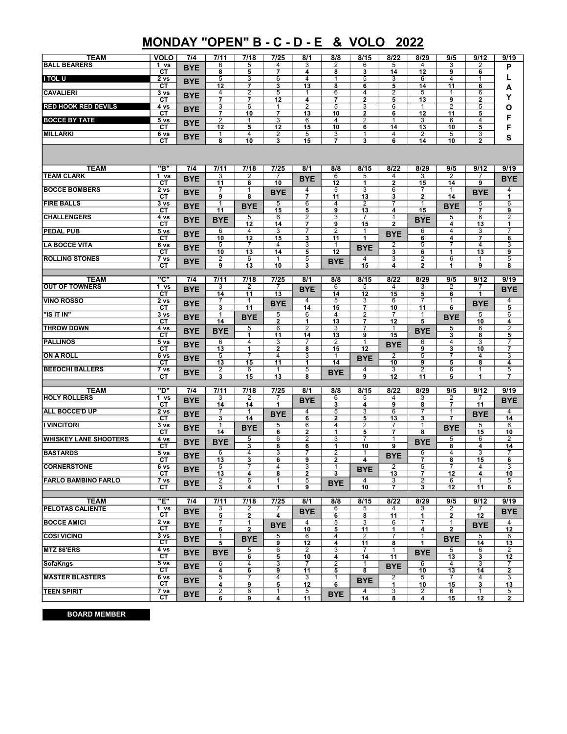# MONDAY "OPEN" B - C - D - E & VOLO 2022

| TEAM | VOLO | 7/4 | 7/11 | 7/18 | 7/25 | 8/1 | 8/8 | 8/15 | 8/22 | 8/29 | 9/5 | 9/12 | 9/19 |
|---|---|---|---|---|---|---|---|---|---|---|---|---|---|
| BALL BEARERS | 1 vs | BYE | 6 | 5 | 4 | 3 | 2 | 6 | 5 | 4 | 3 | 2 | P |
| | CT | | 8 | 5 | 7 | 4 | 8 | 3 | 14 | 12 | 9 | 6 | |
| I TOL U | 2 vs | BYE | 5 | 3 | 6 | 4 | 1 | 5 | 3 | 6 | 4 | 1 | L |
| | CT | | 12 | 7 | 3 | 13 | 8 | 6 | 5 | 14 | 11 | 6 | A |
| CAVALIERI | 3 vs | BYE | 4 | 2 | 5 | 1 | 6 | 4 | 2 | 5 | 1 | 6 | |
| | CT | | 7 | 7 | 12 | 4 | 7 | 2 | 5 | 13 | 9 | 2 | Y |
| RED HOOK RED DEVILS | 4 vs | BYE | 3 | 6 | 1 | 2 | 5 | 3 | 6 | 1 | 2 | 5 | O |
| | CT | | 7 | 10 | 7 | 13 | 10 | 2 | 6 | 12 | 11 | 5 | |
| BOCCE BY TATE | 5 vs | BYE | 2 | 1 | 3 | 6 | 4 | 2 | 1 | 3 | 6 | 4 | F |
| | CT | | 12 | 5 | 12 | 15 | 10 | 6 | 14 | 13 | 10 | 5 | F |
| MILLARKI | 6 vs | BYE | 1 | 4 | 2 | 5 | 3 | 1 | 4 | 2 | 5 | 3 | S |
| | CT | | 8 | 10 | 3 | 15 | 7 | 3 | 6 | 14 | 10 | 2 | |

| TEAM | "B" | 7/4 | 7/11 | 7/18 | 7/25 | 8/1 | 8/8 | 8/15 | 8/22 | 8/29 | 9/5 | 9/12 | 9/19 |
|---|---|---|---|---|---|---|---|---|---|---|---|---|---|
| TEAM CLARK | 1 vs | BYE | 3 | 2 | 7 | BYE | 6 | 5 | 4 | 3 | 2 | 7 | BYE |
| | CT | | 11 | 8 | 10 | | 12 | 1 | 2 | 15 | 14 | 9 | |
| BOCCE BOMBERS | 2 vs | BYE | 7 | 1 | BYE | 4 | 5 | 3 | 6 | 7 | 1 | BYE | 4 |
| | CT | | 9 | 8 | | 7 | 11 | 13 | 3 | 2 | 14 | | 1 |
| FIRE BALLS | 3 vs | BYE | 1 | BYE | 5 | 6 | 4 | 2 | 7 | 1 | BYE | 5 | 6 |
| | CT | | 11 | | 15 | 5 | 9 | 13 | 4 | 15 | | 7 | 9 |
| CHALLENGERS | 4 vs | BYE | BYE | 5 | 6 | 2 | 3 | 7 | 1 | BYE | 5 | 6 | 2 |
| | CT | | | 12 | 14 | 7 | 9 | 15 | 2 | | 4 | 13 | 1 |
| PEDAL PUB | 5 vs | BYE | 6 | 4 | 3 | 7 | 2 | 1 | BYE | 6 | 4 | 3 | 7 |
| | CT | | 10 | 12 | 15 | 3 | 11 | 1 | | 6 | 4 | 7 | 8 |
| LA BOCCE VITA | 6 vs | BYE | 5 | 7 | 4 | 3 | 1 | BYE | 2 | 5 | 7 | 4 | 3 |
| | CT | | 10 | 13 | 14 | 5 | 12 | | 3 | 6 | 1 | 13 | 9 |
| ROLLING STONES | 7 vs | BYE | 2 | 6 | 1 | 5 | BYE | 4 | 3 | 2 | 6 | 1 | 5 |
| | CT | | 9 | 13 | 10 | 3 | | 15 | 4 | 2 | 1 | 9 | 8 |

| TEAM | "C" | 7/4 | 7/11 | 7/18 | 7/25 | 8/1 | 8/8 | 8/15 | 8/22 | 8/29 | 9/5 | 9/12 | 9/19 |
|---|---|---|---|---|---|---|---|---|---|---|---|---|---|
| OUT OF TOWNERS | 1 vs | BYE | 3 | 2 | 7 | BYE | 6 | 5 | 4 | 3 | 2 | 7 | BYE |
| | CT | | 14 | 11 | 13 | | 14 | 12 | 15 | 5 | 6 | 1 | |
| VINO ROSSO | 2 vs | BYE | 7 | 1 | BYE | 4 | 5 | 3 | 6 | 7 | 1 | BYE | 4 |
| | CT | | 3 | 11 | | 14 | 15 | 7 | 10 | 11 | 6 | | 5 |
| "IS IT IN" | 3 vs | BYE | 1 | BYE | 5 | 6 | 4 | 2 | 7 | 1 | BYE | 5 | 6 |
| | CT | | 14 | | 2 | 1 | 13 | 7 | 12 | 5 | | 10 | 4 |
| THROW DOWN | 4 vs | BYE | BYE | 5 | 6 | 2 | 3 | 7 | 1 | BYE | 5 | 6 | 2 |
| | CT | | | 1 | 11 | 14 | 13 | 9 | 15 | | 3 | 8 | 5 |
| PALLINOS | 5 vs | BYE | 6 | 4 | 3 | 7 | 2 | 1 | BYE | 6 | 4 | 3 | 7 |
| | CT | | 13 | 1 | 2 | 8 | 15 | 12 | | 9 | 3 | 10 | 7 |
| ON A ROLL | 6 vs | BYE | 5 | 7 | 4 | 3 | 1 | BYE | 2 | 5 | 7 | 4 | 3 |
| | CT | | 13 | 15 | 11 | 1 | 14 | | 10 | 9 | 5 | 8 | 4 |
| BEEOCHI BALLERS | 7 vs | BYE | 2 | 6 | 1 | 5 | BYE | 4 | 3 | 2 | 6 | 1 | 5 |
| | CT | | 3 | 15 | 13 | 8 | | 9 | 12 | 11 | 5 | 1 | 7 |

| TEAM | "D" | 7/4 | 7/11 | 7/18 | 7/25 | 8/1 | 8/8 | 8/15 | 8/22 | 8/29 | 9/5 | 9/12 | 9/19 |
|---|---|---|---|---|---|---|---|---|---|---|---|---|---|
| HOLY ROLLERS | 1 vs | BYE | 3 | 2 | 7 | BYE | 6 | 5 | 4 | 3 | 2 | 7 | BYE |
| | CT | | 14 | 14 | 1 | | 3 | 4 | 9 | 8 | 7 | 11 | |
| ALL BOCCE'D UP | 2 vs | BYE | 7 | 1 | BYE | 4 | 5 | 3 | 6 | 7 | 1 | BYE | 4 |
| | CT | | 3 | 14 | | 6 | 2 | 5 | 13 | 3 | 7 | | 14 |
| I VINCITORI | 3 vs | BYE | 1 | BYE | 5 | 6 | 4 | 2 | 7 | 1 | BYE | 5 | 6 |
| | CT | | 14 | | 6 | 2 | 1 | 5 | 7 | 8 | | 15 | 10 |
| WHISKEY LANE SHOOTERS | 4 vs | BYE | BYE | 5 | 6 | 2 | 3 | 7 | 1 | BYE | 5 | 6 | 2 |
| | CT | | | 3 | 8 | 6 | 1 | 10 | 9 | | 8 | 4 | 14 |
| BASTARDS | 5 vs | BYE | 6 | 4 | 3 | 7 | 2 | 1 | BYE | 6 | 4 | 3 | 7 |
| | CT | | 13 | 3 | 6 | 9 | 2 | 4 | | 7 | 8 | 15 | 6 |
| CORNERSTONE | 6 vs | BYE | 5 | 7 | 4 | 3 | 1 | BYE | 2 | 5 | 7 | 4 | 3 |
| | CT | | 13 | 4 | 8 | 2 | 3 | | 13 | 7 | 12 | 4 | 10 |
| FARLO BAMBINO FARLO | 7 vs | BYE | 2 | 6 | 1 | 5 | BYE | 4 | 3 | 2 | 6 | 1 | 5 |
| | CT | | 3 | 4 | 1 | 9 | | 10 | 7 | 3 | 12 | 11 | 6 |

| TEAM | "E" | 7/4 | 7/11 | 7/18 | 7/25 | 8/1 | 8/8 | 8/15 | 8/22 | 8/29 | 9/5 | 9/12 | 9/19 |
|---|---|---|---|---|---|---|---|---|---|---|---|---|---|
| PELOTAS CALIENTE | 1 vs | BYE | 3 | 2 | 7 | BYE | 6 | 5 | 4 | 3 | 2 | 7 | BYE |
| | CT | | 5 | 2 | 4 | | 6 | 8 | 11 | 1 | 2 | 12 | |
| BOCCE AMICI | 2 vs | BYE | 7 | 1 | BYE | 4 | 5 | 3 | 6 | 7 | 1 | BYE | 4 |
| | CT | | 6 | 2 | | 10 | 5 | 11 | 1 | 4 | 2 | | 12 |
| COSI VICINO | 3 vs | BYE | 1 | BYE | 5 | 6 | 4 | 2 | 7 | 1 | BYE | 5 | 6 |
| | CT | | 5 | | 9 | 12 | 4 | 11 | 8 | 1 | | 14 | 13 |
| MTZ 86'ERS | 4 vs | BYE | BYE | 5 | 6 | 2 | 3 | 7 | 1 | BYE | 5 | 6 | 2 |
| | CT | | | 6 | 5 | 10 | 4 | 14 | 11 | | 13 | 3 | 12 |
| SofaKngs | 5 vs | BYE | 6 | 4 | 3 | 7 | 2 | 1 | BYE | 6 | 4 | 3 | 7 |
| | CT | | 4 | 6 | 9 | 11 | 5 | 8 | | 10 | 13 | 14 | 2 |
| MASTER BLASTERS | 6 vs | BYE | 5 | 7 | 4 | 3 | 1 | BYE | 2 | 5 | 7 | 4 | 3 |
| | CT | | 4 | 9 | 5 | 12 | 6 | | 1 | 10 | 15 | 3 | 13 |
| TEEN SPIRIT | 7 vs | BYE | 2 | 6 | 1 | 5 | BYE | 4 | 3 | 2 | 6 | 1 | 5 |
| | CT | | 6 | 9 | 4 | 11 | | 14 | 8 | 4 | 15 | 12 | 2 |

BOARD MEMBER